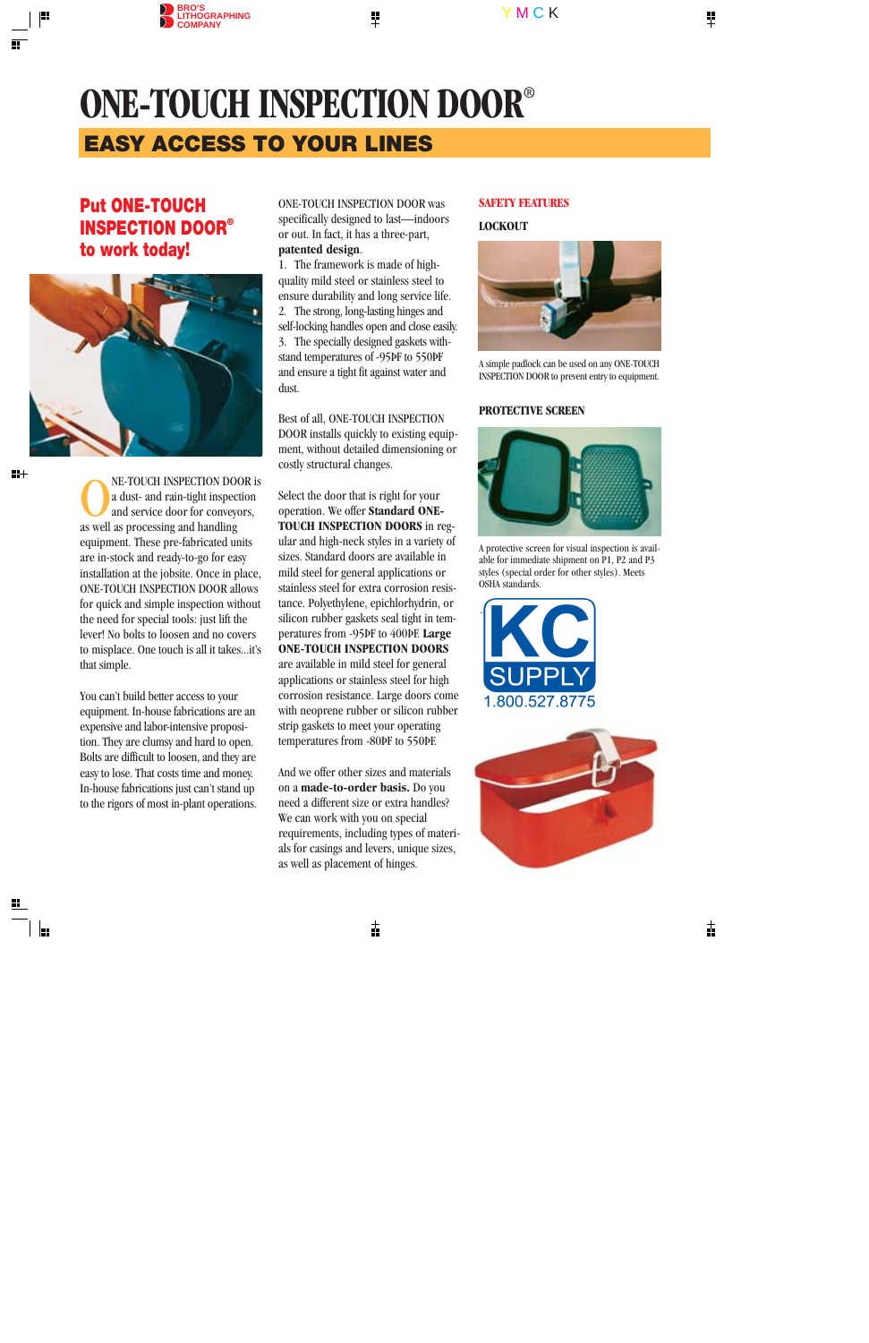# ONE-TOUCH INSPECTION DOOR®

## EASY ACCESS TO YOUR LINES

### Put ONE-TOUCH INSPECTION DOOR® to work today!

ONE-TOUCH INSPECTION DOOR is a dust- and rain-tight inspection and service door for conveyors, as well as processing and handling equipment. These pre-fabricated units are in-stock and ready-to-go for easy installation at the jobsite. Once in place, ONE-TOUCH INSPECTION DOOR allows for quick and simple inspection without the need for special tools: just lift the lever! No bolts to loosen and no covers to misplace. One touch is all it takes...it's that simple.

You can't build better access to your equipment. In-house fabrications are an expensive and labor-intensive proposition. They are clumsy and hard to open. Bolts are difficult to loosen, and they are easy to lose. That costs time and money. In-house fabrications just can't stand up to the rigors of most in-plant operations.

ONE-TOUCH INSPECTION DOOR was specifically designed to last—indoors or out. In fact, it has a three-part, **patented design**.

1. The framework is made of high-quality mild steel or stainless steel to ensure durability and long service life.
2. The strong, long-lasting hinges and self-locking handles open and close easily.
3. The specially designed gaskets withstand temperatures of -95ºF to 550ºF and ensure a tight fit against water and dust.

Best of all, ONE-TOUCH INSPECTION DOOR installs quickly to existing equipment, without detailed dimensioning or costly structural changes.

Select the door that is right for your operation. We offer **Standard ONE-TOUCH INSPECTION DOORS** in regular and high-neck styles in a variety of sizes. Standard doors are available in mild steel for general applications or stainless steel for extra corrosion resistance. Polyethylene, epichlorhydrin, or silicon rubber gaskets seal tight in temperatures from -95ºF to 400ºF. **Large ONE-TOUCH INSPECTION DOORS** are available in mild steel for general applications or stainless steel for high corrosion resistance. Large doors come with neoprene rubber or silicon rubber strip gaskets to meet your operating temperatures from -80ºF to 550ºF.

And we offer other sizes and materials on a **made-to-order basis.** Do you need a different size or extra handles? We can work with you on special requirements, including types of materials for casings and levers, unique sizes, as well as placement of hinges.

### SAFETY FEATURES

#### LOCKOUT

A simple padlock can be used on any ONE-TOUCH INSPECTION DOOR to prevent entry to equipment.

#### PROTECTIVE SCREEN

A protective screen for visual inspection is available for immediate shipment on P1, P2 and P3 styles (special order for other styles). Meets OSHA standards.

KC SUPPLY
1.800.527.8775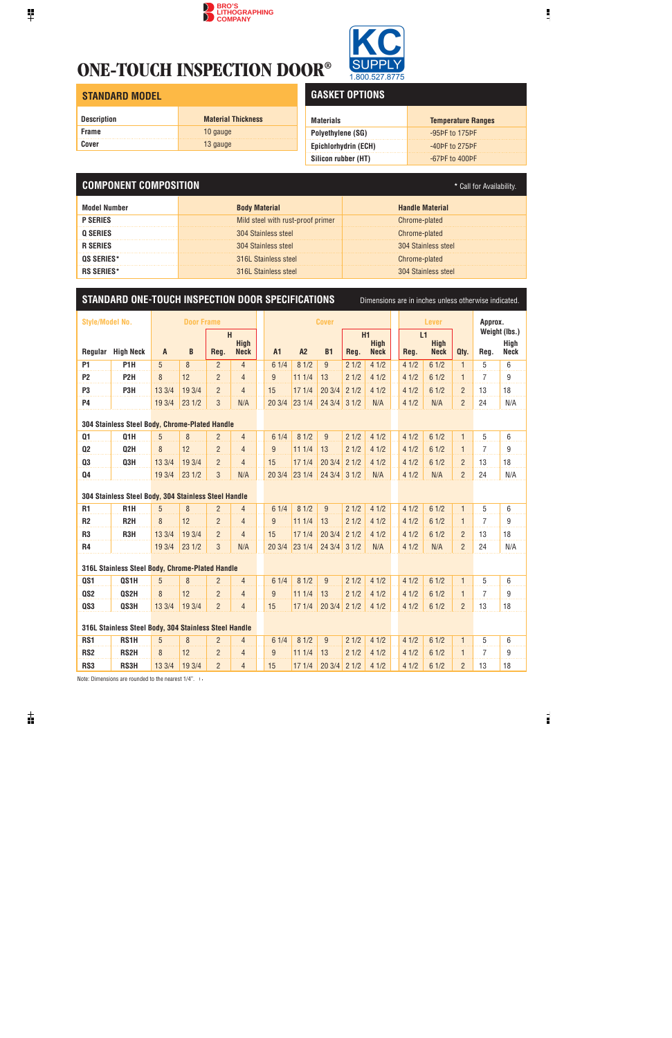# ONE-TOUCH INSPECTION DOOR®

KC SUPPLY
1.800.527.8775

## STANDARD MODEL

| Description | Material Thickness |
|---|---|
| Frame | 10 gauge |
| Cover | 13 gauge |

## GASKET OPTIONS

| Materials | Temperature Ranges |
|---|---|
| Polyethylene (SG) | -95PF to 175PF |
| Epichlorhydrin (ECH) | -40PF to 275PF |
| Silicon rubber (HT) | -67PF to 400PF |

## COMPONENT COMPOSITION

* Call for Availability.

| Model Number | Body Material | Handle Material |
|---|---|---|
| P SERIES | Mild steel with rust-proof primer | Chrome-plated |
| Q SERIES | 304 Stainless steel | Chrome-plated |
| R SERIES | 304 Stainless steel | 304 Stainless steel |
| QS SERIES* | 316L Stainless steel | Chrome-plated |
| RS SERIES* | 316L Stainless steel | 304 Stainless steel |

## STANDARD ONE-TOUCH INSPECTION DOOR SPECIFICATIONS

Dimensions are in inches unless otherwise indicated.

| Style/Model No. | | Door Frame | | | | Cover | | | | | Lever | | | Approx. Weight (lbs.) | |
|---|---|---|---|---|---|---|---|---|---|---|---|---|---|---|---|
| | | | | H | | | | | H1 | | L1 | | | | |
| Regular | High Neck | A | B | Reg. | High Neck | A1 | A2 | B1 | Reg. | High Neck | Reg. | High Neck | Qty. | Reg. | High Neck |
| P1 | P1H | 5 | 8 | 2 | 4 | 6 1/4 | 8 1/2 | 9 | 2 1/2 | 4 1/2 | 4 1/2 | 6 1/2 | 1 | 5 | 6 |
| P2 | P2H | 8 | 12 | 2 | 4 | 9 | 11 1/4 | 13 | 2 1/2 | 4 1/2 | 4 1/2 | 6 1/2 | 1 | 7 | 9 |
| P3 | P3H | 13 3/4 | 19 3/4 | 2 | 4 | 15 | 17 1/4 | 20 3/4 | 2 1/2 | 4 1/2 | 4 1/2 | 6 1/2 | 2 | 13 | 18 |
| P4 | | 19 3/4 | 23 1/2 | 3 | N/A | 20 3/4 | 23 1/4 | 24 3/4 | 3 1/2 | N/A | 4 1/2 | N/A | 2 | 24 | N/A |
| **304 Stainless Steel Body, Chrome-Plated Handle** | | | | | | | | | | | | | | | |
| Q1 | Q1H | 5 | 8 | 2 | 4 | 6 1/4 | 8 1/2 | 9 | 2 1/2 | 4 1/2 | 4 1/2 | 6 1/2 | 1 | 5 | 6 |
| Q2 | Q2H | 8 | 12 | 2 | 4 | 9 | 11 1/4 | 13 | 2 1/2 | 4 1/2 | 4 1/2 | 6 1/2 | 1 | 7 | 9 |
| Q3 | Q3H | 13 3/4 | 19 3/4 | 2 | 4 | 15 | 17 1/4 | 20 3/4 | 2 1/2 | 4 1/2 | 4 1/2 | 6 1/2 | 2 | 13 | 18 |
| Q4 | | 19 3/4 | 23 1/2 | 3 | N/A | 20 3/4 | 23 1/4 | 24 3/4 | 3 1/2 | N/A | 4 1/2 | N/A | 2 | 24 | N/A |
| **304 Stainless Steel Body, 304 Stainless Steel Handle** | | | | | | | | | | | | | | | |
| R1 | R1H | 5 | 8 | 2 | 4 | 6 1/4 | 8 1/2 | 9 | 2 1/2 | 4 1/2 | 4 1/2 | 6 1/2 | 1 | 5 | 6 |
| R2 | R2H | 8 | 12 | 2 | 4 | 9 | 11 1/4 | 13 | 2 1/2 | 4 1/2 | 4 1/2 | 6 1/2 | 1 | 7 | 9 |
| R3 | R3H | 13 3/4 | 19 3/4 | 2 | 4 | 15 | 17 1/4 | 20 3/4 | 2 1/2 | 4 1/2 | 4 1/2 | 6 1/2 | 2 | 13 | 18 |
| R4 | | 19 3/4 | 23 1/2 | 3 | N/A | 20 3/4 | 23 1/4 | 24 3/4 | 3 1/2 | N/A | 4 1/2 | N/A | 2 | 24 | N/A |
| **316L Stainless Steel Body, Chrome-Plated Handle** | | | | | | | | | | | | | | | |
| QS1 | QS1H | 5 | 8 | 2 | 4 | 6 1/4 | 8 1/2 | 9 | 2 1/2 | 4 1/2 | 4 1/2 | 6 1/2 | 1 | 5 | 6 |
| QS2 | QS2H | 8 | 12 | 2 | 4 | 9 | 11 1/4 | 13 | 2 1/2 | 4 1/2 | 4 1/2 | 6 1/2 | 1 | 7 | 9 |
| QS3 | QS3H | 13 3/4 | 19 3/4 | 2 | 4 | 15 | 17 1/4 | 20 3/4 | 2 1/2 | 4 1/2 | 4 1/2 | 6 1/2 | 2 | 13 | 18 |
| **316L Stainless Steel Body, 304 Stainless Steel Handle** | | | | | | | | | | | | | | | |
| RS1 | RS1H | 5 | 8 | 2 | 4 | 6 1/4 | 8 1/2 | 9 | 2 1/2 | 4 1/2 | 4 1/2 | 6 1/2 | 1 | 5 | 6 |
| RS2 | RS2H | 8 | 12 | 2 | 4 | 9 | 11 1/4 | 13 | 2 1/2 | 4 1/2 | 4 1/2 | 6 1/2 | 1 | 7 | 9 |
| RS3 | RS3H | 13 3/4 | 19 3/4 | 2 | 4 | 15 | 17 1/4 | 20 3/4 | 2 1/2 | 4 1/2 | 4 1/2 | 6 1/2 | 2 | 13 | 18 |

Note: Dimensions are rounded to the nearest 1/4".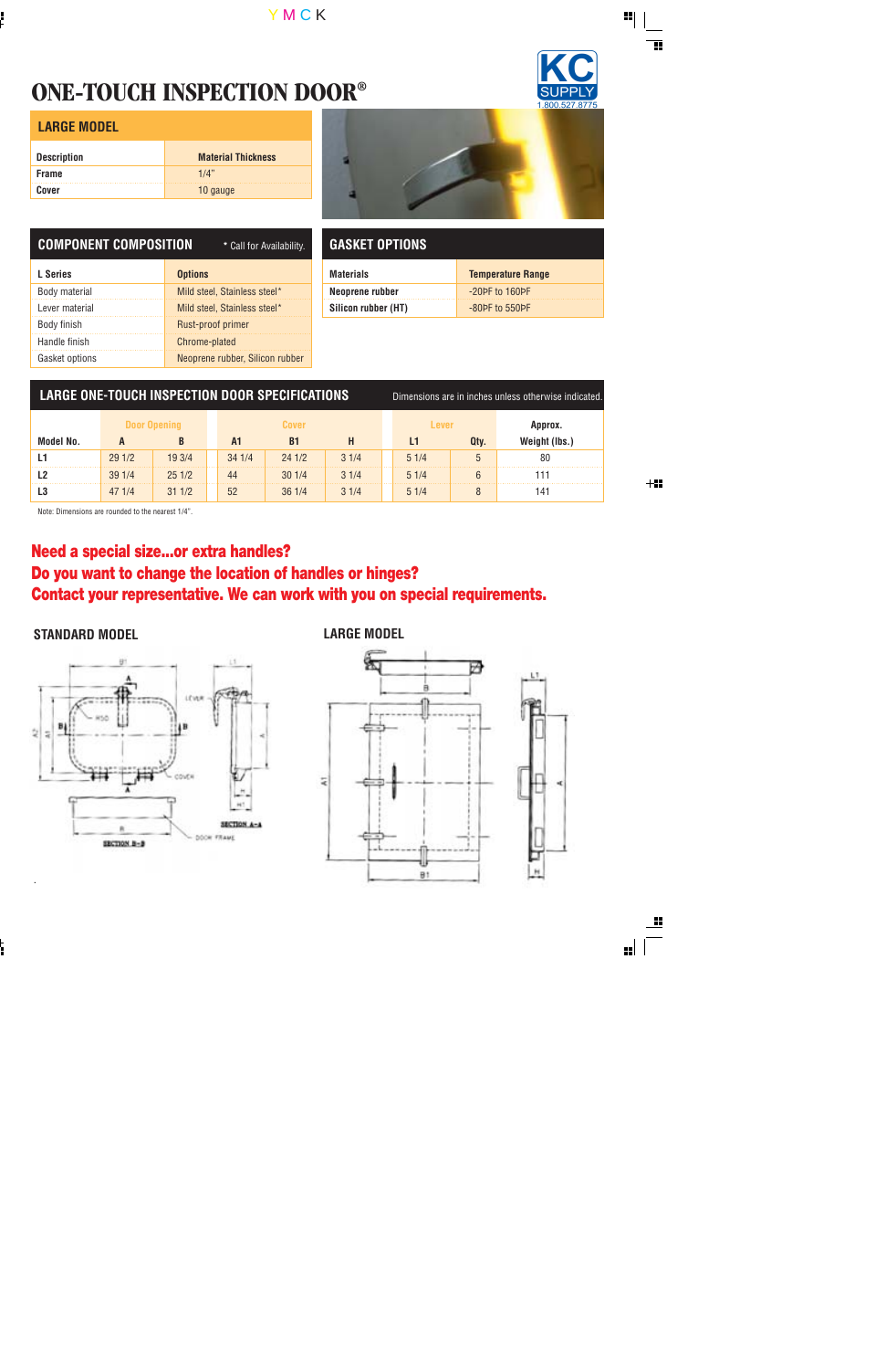# ONE-TOUCH INSPECTION DOOR®

## LARGE MODEL

| Description | Material Thickness |
|---|---|
| Frame | 1/4" |
| Cover | 10 gauge |

## COMPONENT COMPOSITION

\* Call for Availability.

| L Series | Options |
|---|---|
| Body material | Mild steel, Stainless steel* |
| Lever material | Mild steel, Stainless steel* |
| Body finish | Rust-proof primer |
| Handle finish | Chrome-plated |
| Gasket options | Neoprene rubber, Silicon rubber |

## GASKET OPTIONS

| Materials | Temperature Range |
|---|---|
| Neoprene rubber | -20ºF to 160ºF |
| Silicon rubber (HT) | -80ºF to 550ºF |

## LARGE ONE-TOUCH INSPECTION DOOR SPECIFICATIONS

Dimensions are in inches unless otherwise indicated.

| | Door Opening | | Cover | | | Lever | | Approx. |
|---|---|---|---|---|---|---|---|---|
| Model No. | A | B | A1 | B1 | H | L1 | Qty. | Weight (lbs.) |
| L1 | 29 1/2 | 19 3/4 | 34 1/4 | 24 1/2 | 3 1/4 | 5 1/4 | 5 | 80 |
| L2 | 39 1/4 | 25 1/2 | 44 | 30 1/4 | 3 1/4 | 5 1/4 | 6 | 111 |
| L3 | 47 1/4 | 31 1/2 | 52 | 36 1/4 | 3 1/4 | 5 1/4 | 8 | 141 |

Note: Dimensions are rounded to the nearest 1/4".

**Need a special size...or extra handles?**
**Do you want to change the location of handles or hinges?**
**Contact your representative. We can work with you on special requirements.**

### STANDARD MODEL

B1
A
R50
B
A2
A1
LEVER
L1
A
COVER
H
SECTION A-A
B
SECTION B-B
DOOR FRAME

### LARGE MODEL

B
A1
B1
L1
A
H